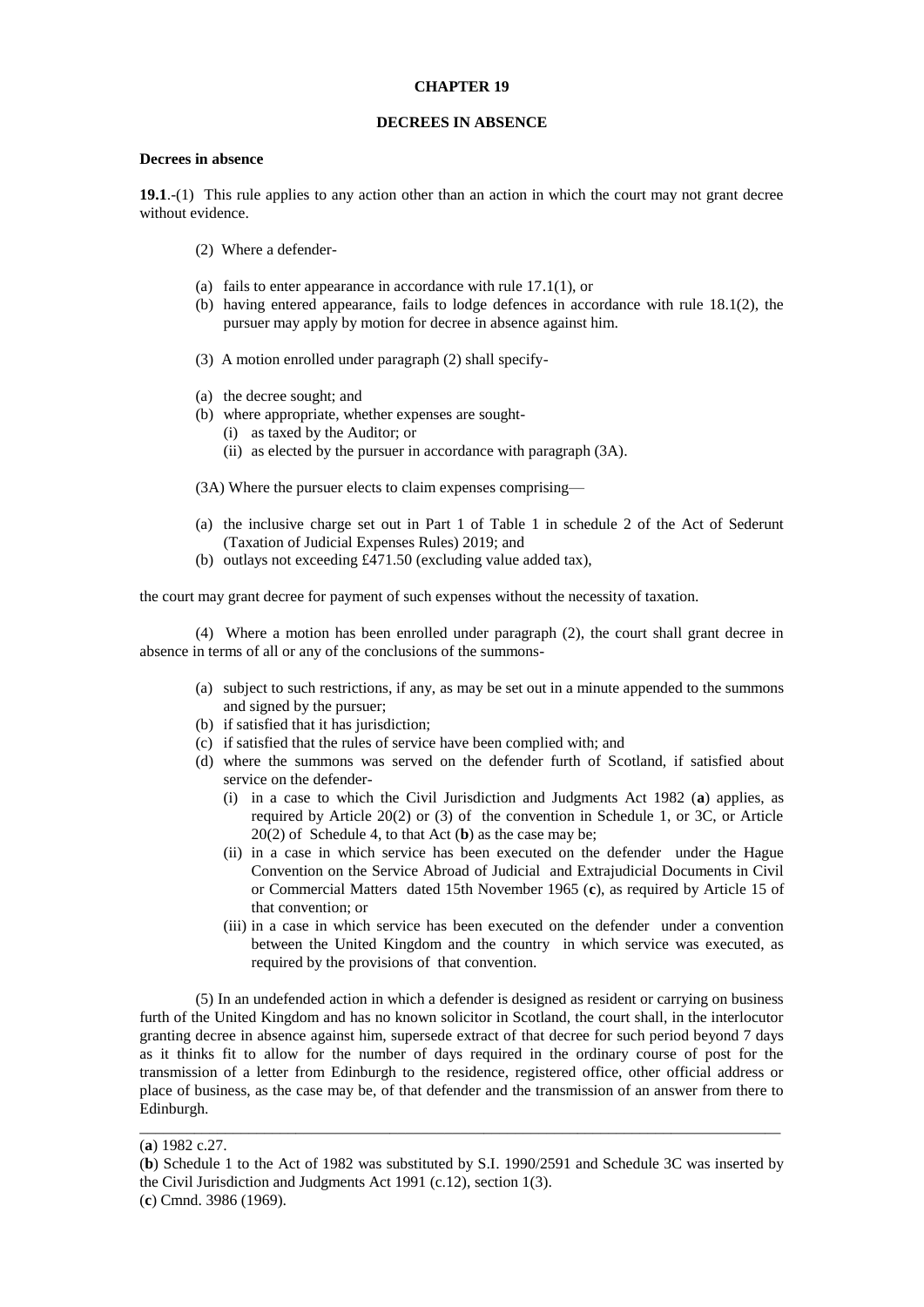# CHAPTER 19

## DECREES IN ABSENCE

**Decrees in absence**

**19.1**.-(1) This rule applies to any action other than an action in which the court may not grant decree without evidence.

(2) Where a defender-

(a) fails to enter appearance in accordance with rule 17.1(1), or
(b) having entered appearance, fails to lodge defences in accordance with rule 18.1(2), the pursuer may apply by motion for decree in absence against him.

(3) A motion enrolled under paragraph (2) shall specify-

(a) the decree sought; and
(b) where appropriate, whether expenses are sought-
  (i) as taxed by the Auditor; or
  (ii) as elected by the pursuer in accordance with paragraph (3A).

(3A) Where the pursuer elects to claim expenses comprising—

(a) the inclusive charge set out in Part 1 of Table 1 in schedule 2 of the Act of Sederunt (Taxation of Judicial Expenses Rules) 2019; and
(b) outlays not exceeding £471.50 (excluding value added tax),

the court may grant decree for payment of such expenses without the necessity of taxation.

(4) Where a motion has been enrolled under paragraph (2), the court shall grant decree in absence in terms of all or any of the conclusions of the summons-

(a) subject to such restrictions, if any, as may be set out in a minute appended to the summons and signed by the pursuer;
(b) if satisfied that it has jurisdiction;
(c) if satisfied that the rules of service have been complied with; and
(d) where the summons was served on the defender furth of Scotland, if satisfied about service on the defender-
  (i) in a case to which the Civil Jurisdiction and Judgments Act 1982 (**a**) applies, as required by Article 20(2) or (3) of the convention in Schedule 1, or 3C, or Article 20(2) of Schedule 4, to that Act (**b**) as the case may be;
  (ii) in a case in which service has been executed on the defender under the Hague Convention on the Service Abroad of Judicial and Extrajudicial Documents in Civil or Commercial Matters dated 15th November 1965 (**c**), as required by Article 15 of that convention; or
  (iii) in a case in which service has been executed on the defender under a convention between the United Kingdom and the country in which service was executed, as required by the provisions of that convention.

(5) In an undefended action in which a defender is designed as resident or carrying on business furth of the United Kingdom and has no known solicitor in Scotland, the court shall, in the interlocutor granting decree in absence against him, supersede extract of that decree for such period beyond 7 days as it thinks fit to allow for the number of days required in the ordinary course of post for the transmission of a letter from Edinburgh to the residence, registered office, other official address or place of business, as the case may be, of that defender and the transmission of an answer from there to Edinburgh.

---

(**a**) 1982 c.27.
(**b**) Schedule 1 to the Act of 1982 was substituted by S.I. 1990/2591 and Schedule 3C was inserted by the Civil Jurisdiction and Judgments Act 1991 (c.12), section 1(3).
(**c**) Cmnd. 3986 (1969).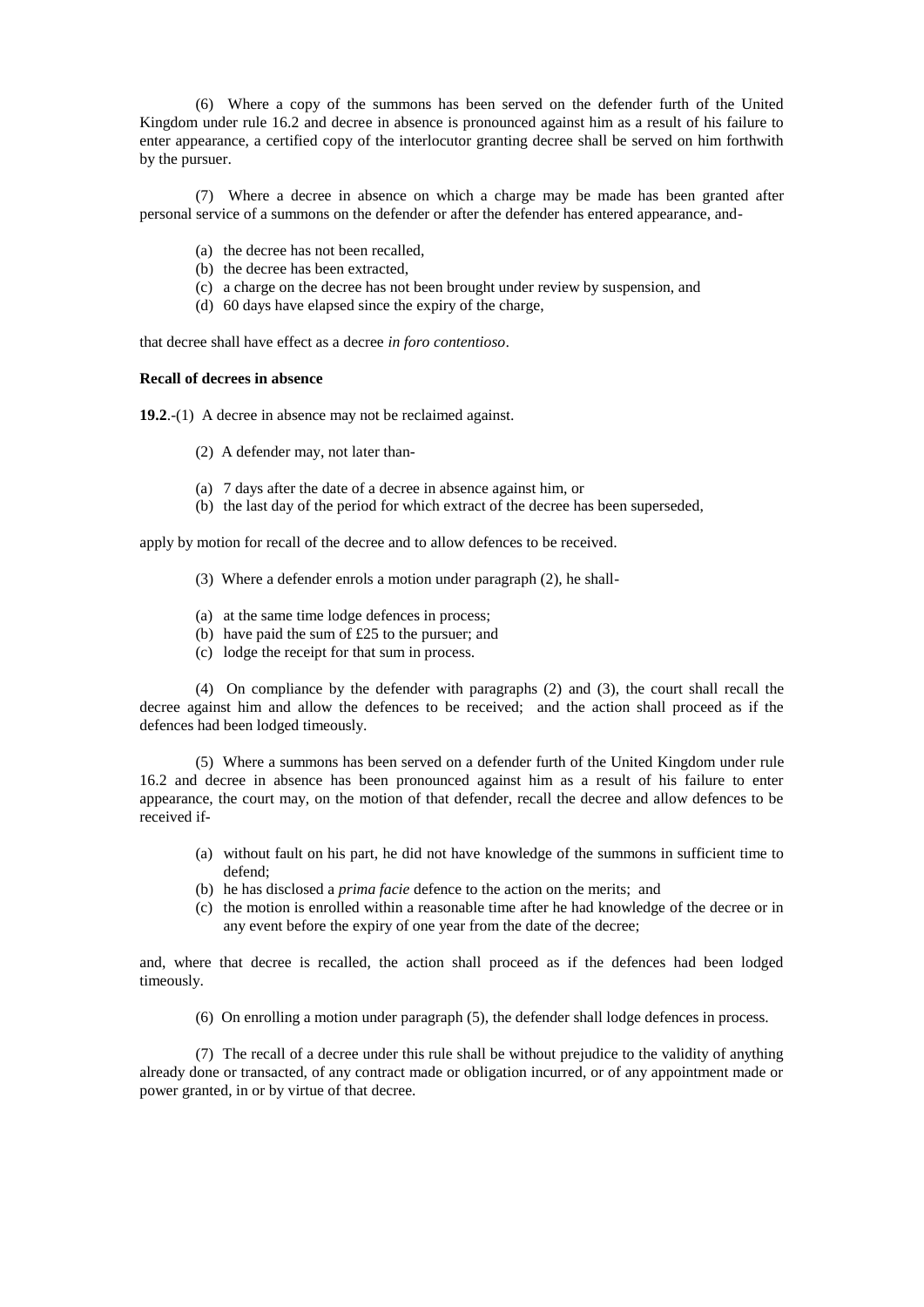(6) Where a copy of the summons has been served on the defender furth of the United Kingdom under rule 16.2 and decree in absence is pronounced against him as a result of his failure to enter appearance, a certified copy of the interlocutor granting decree shall be served on him forthwith by the pursuer.

(7) Where a decree in absence on which a charge may be made has been granted after personal service of a summons on the defender or after the defender has entered appearance, and-

- (a) the decree has not been recalled,
- (b) the decree has been extracted,
- (c) a charge on the decree has not been brought under review by suspension, and
- (d) 60 days have elapsed since the expiry of the charge,

that decree shall have effect as a decree *in foro contentioso*.

**Recall of decrees in absence**

**19.2**.-(1) A decree in absence may not be reclaimed against.

(2) A defender may, not later than-

- (a) 7 days after the date of a decree in absence against him, or
- (b) the last day of the period for which extract of the decree has been superseded,

apply by motion for recall of the decree and to allow defences to be received.

(3) Where a defender enrols a motion under paragraph (2), he shall-

- (a) at the same time lodge defences in process;
- (b) have paid the sum of £25 to the pursuer; and
- (c) lodge the receipt for that sum in process.

(4) On compliance by the defender with paragraphs (2) and (3), the court shall recall the decree against him and allow the defences to be received; and the action shall proceed as if the defences had been lodged timeously.

(5) Where a summons has been served on a defender furth of the United Kingdom under rule 16.2 and decree in absence has been pronounced against him as a result of his failure to enter appearance, the court may, on the motion of that defender, recall the decree and allow defences to be received if-

- (a) without fault on his part, he did not have knowledge of the summons in sufficient time to defend;
- (b) he has disclosed a *prima facie* defence to the action on the merits; and
- (c) the motion is enrolled within a reasonable time after he had knowledge of the decree or in any event before the expiry of one year from the date of the decree;

and, where that decree is recalled, the action shall proceed as if the defences had been lodged timeously.

(6) On enrolling a motion under paragraph (5), the defender shall lodge defences in process.

(7) The recall of a decree under this rule shall be without prejudice to the validity of anything already done or transacted, of any contract made or obligation incurred, or of any appointment made or power granted, in or by virtue of that decree.